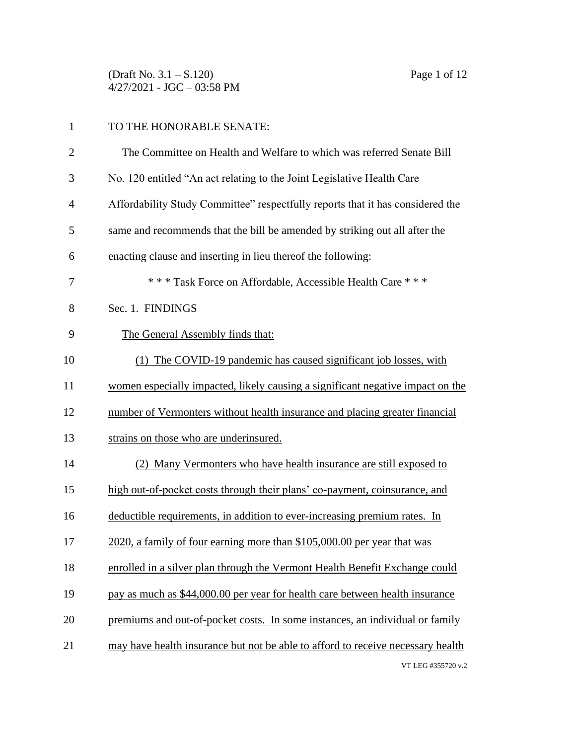TO THE HONORABLE SENATE:

The Committee on Health and Welfare to which was referred Senate Bill No. 120 entitled "An act relating to the Joint Legislative Health Care Affordability Study Committee" respectfully reports that it has considered the same and recommends that the bill be amended by striking out all after the enacting clause and inserting in lieu thereof the following:

\* \* \* Task Force on Affordable, Accessible Health Care \* \* \*

Sec. 1. FINDINGS

The General Assembly finds that:

(1) The COVID-19 pandemic has caused significant job losses, with women especially impacted, likely causing a significant negative impact on the number of Vermonters without health insurance and placing greater financial strains on those who are underinsured.

(2) Many Vermonters who have health insurance are still exposed to high out-of-pocket costs through their plans' co-payment, coinsurance, and deductible requirements, in addition to ever-increasing premium rates. In 2020, a family of four earning more than $105,000.00 per year that was enrolled in a silver plan through the Vermont Health Benefit Exchange could pay as much as $44,000.00 per year for health care between health insurance premiums and out-of-pocket costs. In some instances, an individual or family may have health insurance but not be able to afford to receive necessary health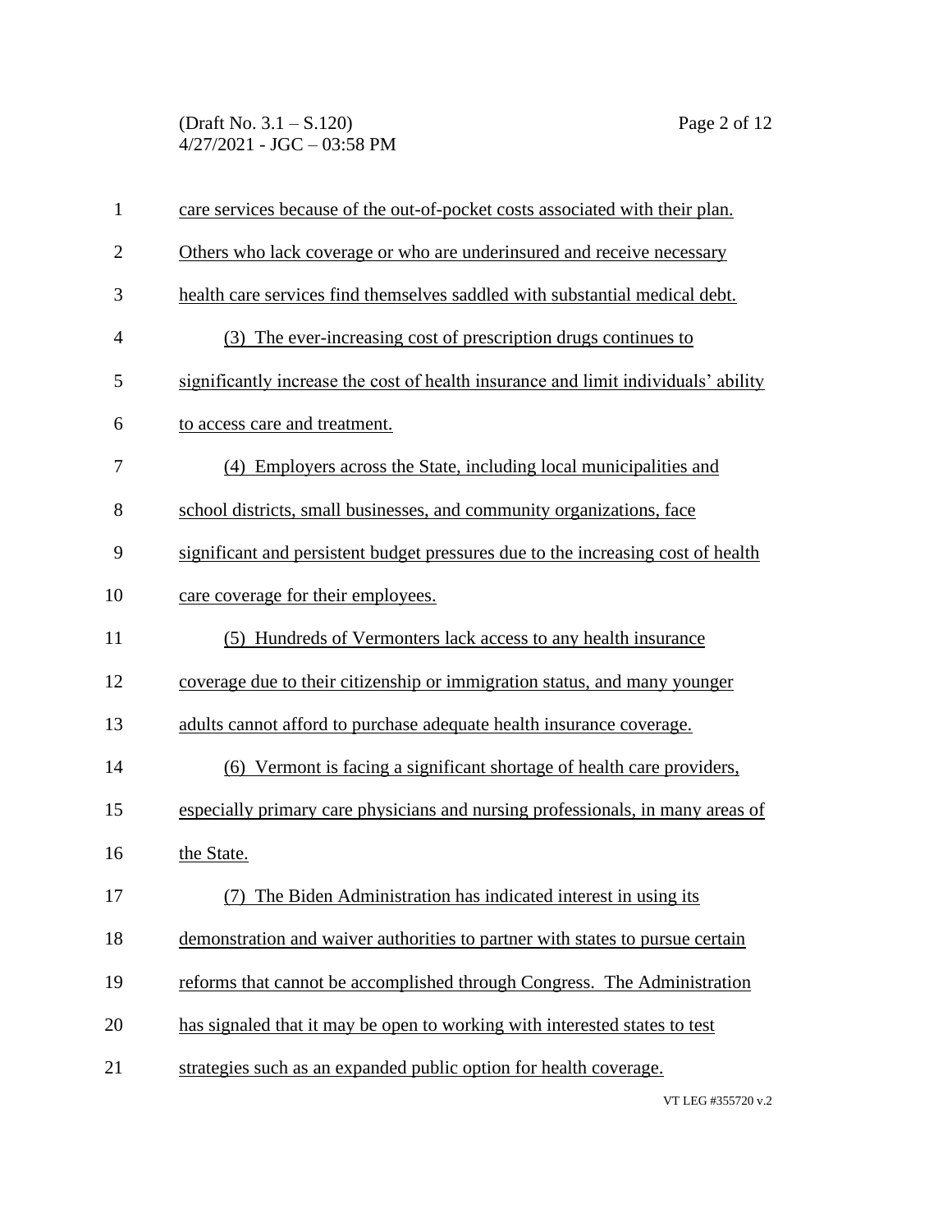care services because of the out-of-pocket costs associated with their plan. Others who lack coverage or who are underinsured and receive necessary health care services find themselves saddled with substantial medical debt.

(3) The ever-increasing cost of prescription drugs continues to significantly increase the cost of health insurance and limit individuals' ability to access care and treatment.

(4) Employers across the State, including local municipalities and school districts, small businesses, and community organizations, face significant and persistent budget pressures due to the increasing cost of health care coverage for their employees.

(5) Hundreds of Vermonters lack access to any health insurance coverage due to their citizenship or immigration status, and many younger adults cannot afford to purchase adequate health insurance coverage.

(6) Vermont is facing a significant shortage of health care providers, especially primary care physicians and nursing professionals, in many areas of the State.

(7) The Biden Administration has indicated interest in using its demonstration and waiver authorities to partner with states to pursue certain reforms that cannot be accomplished through Congress. The Administration has signaled that it may be open to working with interested states to test strategies such as an expanded public option for health coverage.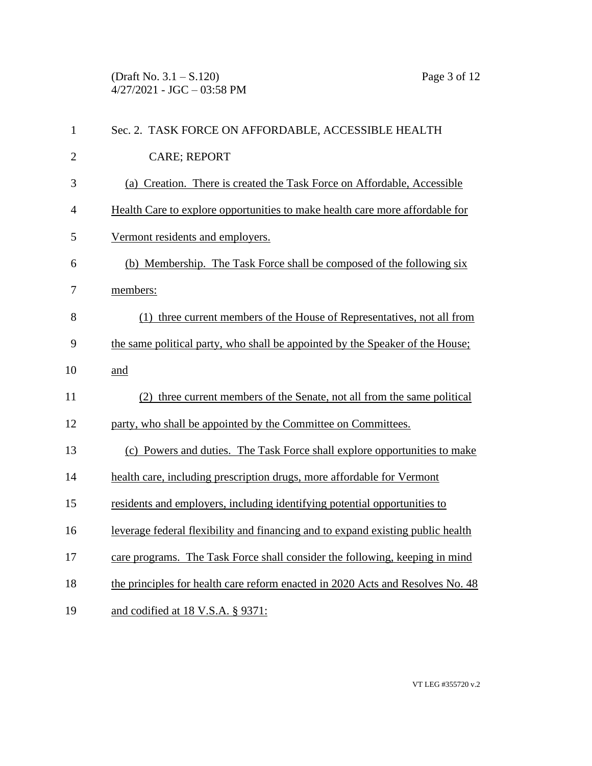Sec. 2. TASK FORCE ON AFFORDABLE, ACCESSIBLE HEALTH CARE; REPORT

(a) Creation. There is created the Task Force on Affordable, Accessible Health Care to explore opportunities to make health care more affordable for Vermont residents and employers.

(b) Membership. The Task Force shall be composed of the following six members:

(1) three current members of the House of Representatives, not all from the same political party, who shall be appointed by the Speaker of the House; and

(2) three current members of the Senate, not all from the same political party, who shall be appointed by the Committee on Committees.

(c) Powers and duties. The Task Force shall explore opportunities to make health care, including prescription drugs, more affordable for Vermont residents and employers, including identifying potential opportunities to leverage federal flexibility and financing and to expand existing public health care programs. The Task Force shall consider the following, keeping in mind the principles for health care reform enacted in 2020 Acts and Resolves No. 48 and codified at 18 V.S.A. § 9371: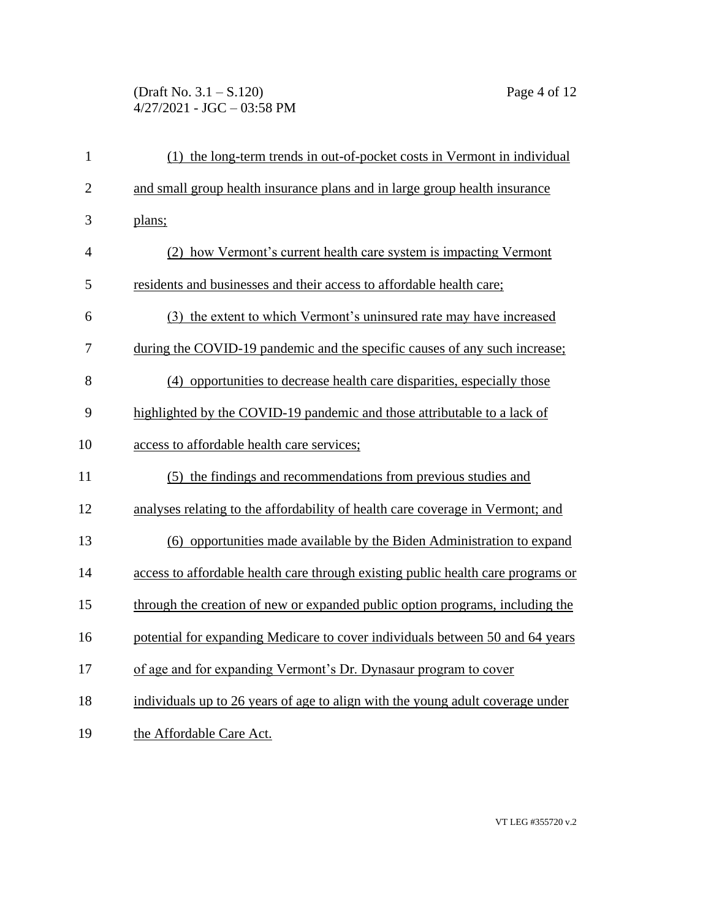(1) the long-term trends in out-of-pocket costs in Vermont in individual and small group health insurance plans and in large group health insurance plans;

(2) how Vermont's current health care system is impacting Vermont residents and businesses and their access to affordable health care;

(3) the extent to which Vermont's uninsured rate may have increased during the COVID-19 pandemic and the specific causes of any such increase;

(4) opportunities to decrease health care disparities, especially those highlighted by the COVID-19 pandemic and those attributable to a lack of access to affordable health care services;

(5) the findings and recommendations from previous studies and analyses relating to the affordability of health care coverage in Vermont; and

(6) opportunities made available by the Biden Administration to expand access to affordable health care through existing public health care programs or through the creation of new or expanded public option programs, including the potential for expanding Medicare to cover individuals between 50 and 64 years of age and for expanding Vermont's Dr. Dynasaur program to cover individuals up to 26 years of age to align with the young adult coverage under the Affordable Care Act.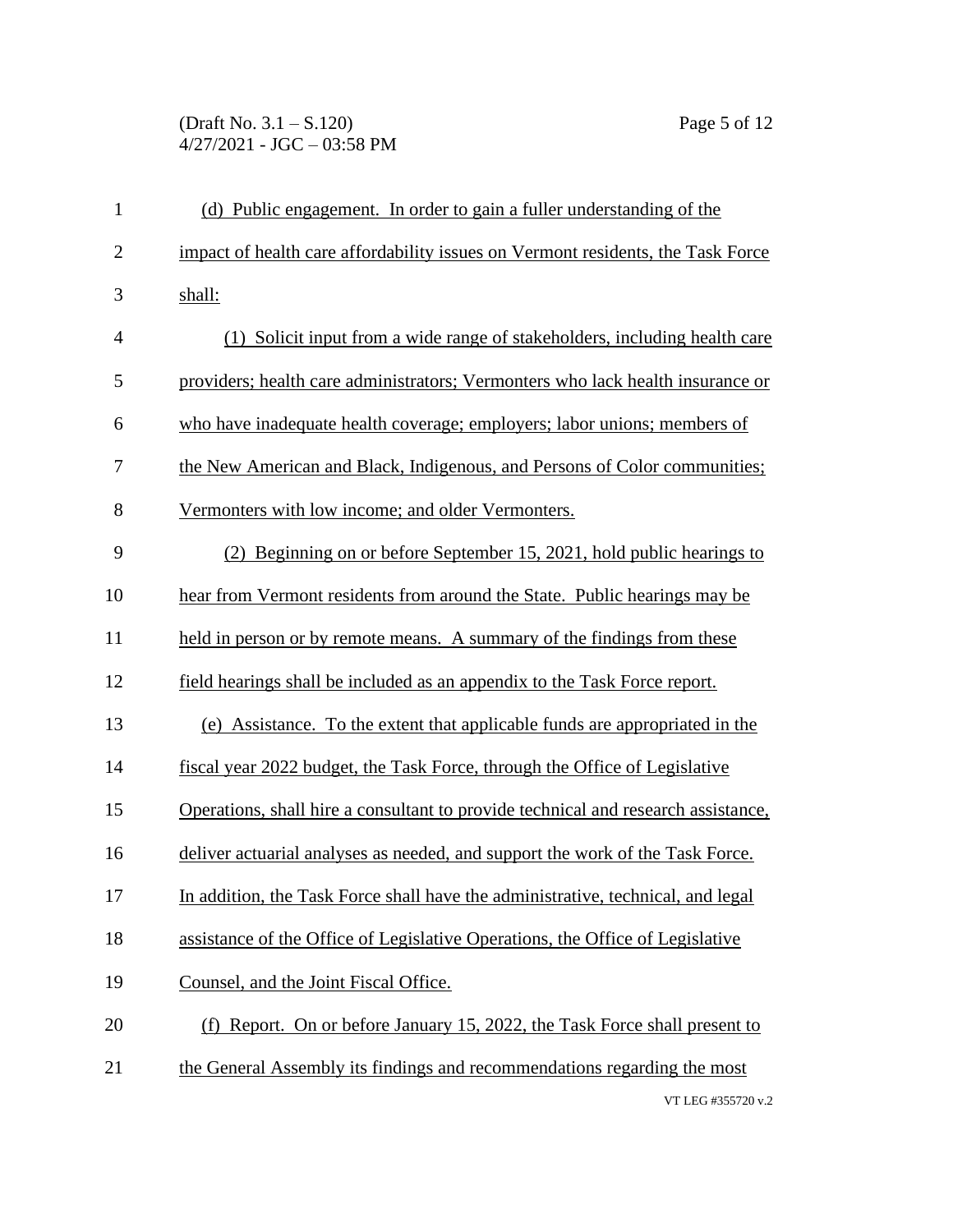(d) Public engagement. In order to gain a fuller understanding of the impact of health care affordability issues on Vermont residents, the Task Force shall:

(1) Solicit input from a wide range of stakeholders, including health care providers; health care administrators; Vermonters who lack health insurance or who have inadequate health coverage; employers; labor unions; members of the New American and Black, Indigenous, and Persons of Color communities; Vermonters with low income; and older Vermonters.

(2) Beginning on or before September 15, 2021, hold public hearings to hear from Vermont residents from around the State. Public hearings may be held in person or by remote means. A summary of the findings from these field hearings shall be included as an appendix to the Task Force report.

(e) Assistance. To the extent that applicable funds are appropriated in the fiscal year 2022 budget, the Task Force, through the Office of Legislative Operations, shall hire a consultant to provide technical and research assistance, deliver actuarial analyses as needed, and support the work of the Task Force. In addition, the Task Force shall have the administrative, technical, and legal assistance of the Office of Legislative Operations, the Office of Legislative Counsel, and the Joint Fiscal Office.

(f) Report. On or before January 15, 2022, the Task Force shall present to the General Assembly its findings and recommendations regarding the most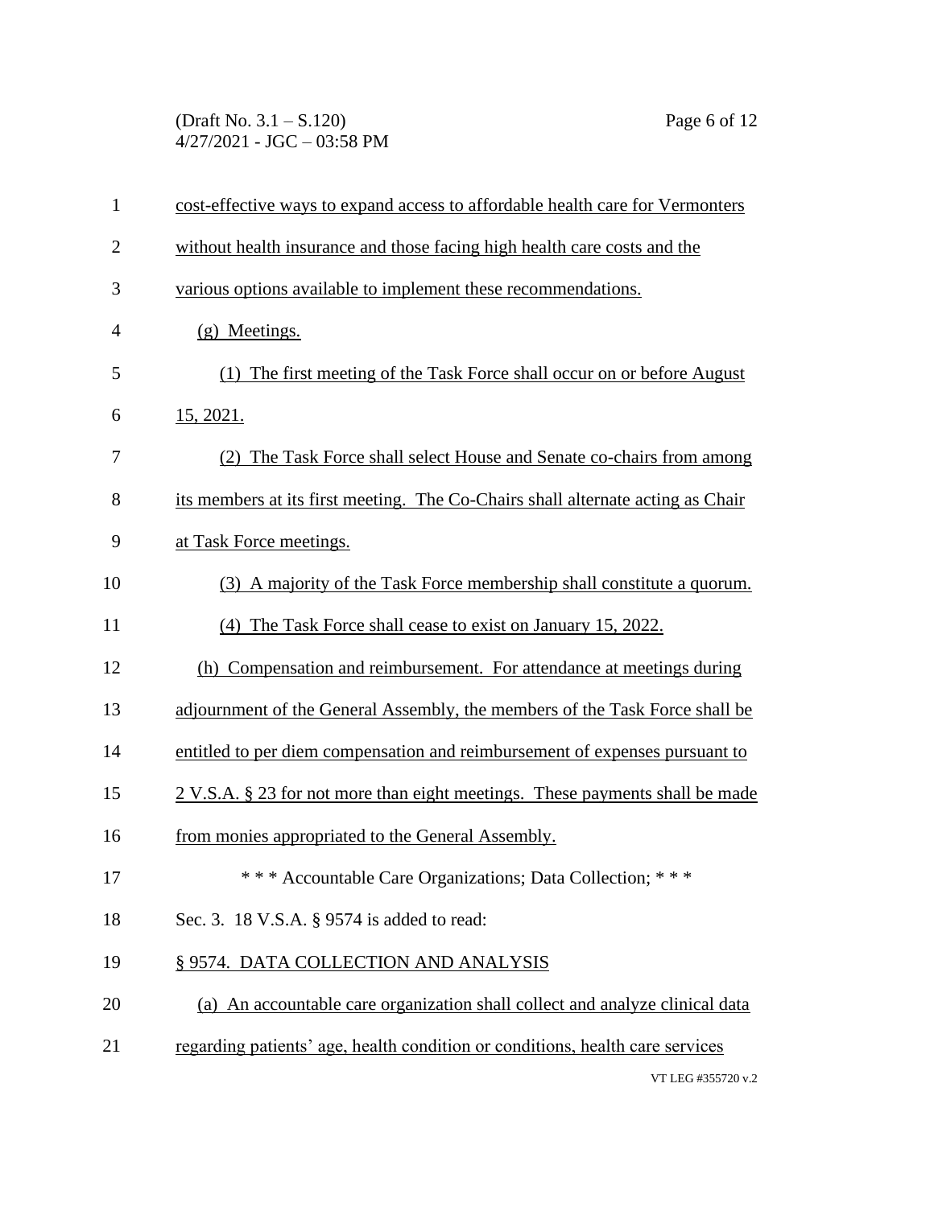cost-effective ways to expand access to affordable health care for Vermonters without health insurance and those facing high health care costs and the various options available to implement these recommendations.

(g) Meetings.

(1) The first meeting of the Task Force shall occur on or before August 15, 2021.

(2) The Task Force shall select House and Senate co-chairs from among its members at its first meeting. The Co-Chairs shall alternate acting as Chair at Task Force meetings.

(3) A majority of the Task Force membership shall constitute a quorum.

(4) The Task Force shall cease to exist on January 15, 2022.

(h) Compensation and reimbursement. For attendance at meetings during adjournment of the General Assembly, the members of the Task Force shall be entitled to per diem compensation and reimbursement of expenses pursuant to 2 V.S.A. § 23 for not more than eight meetings. These payments shall be made from monies appropriated to the General Assembly.

\* \* \* Accountable Care Organizations; Data Collection; \* \* \*

Sec. 3. 18 V.S.A. § 9574 is added to read:

§ 9574. DATA COLLECTION AND ANALYSIS

(a) An accountable care organization shall collect and analyze clinical data regarding patients' age, health condition or conditions, health care services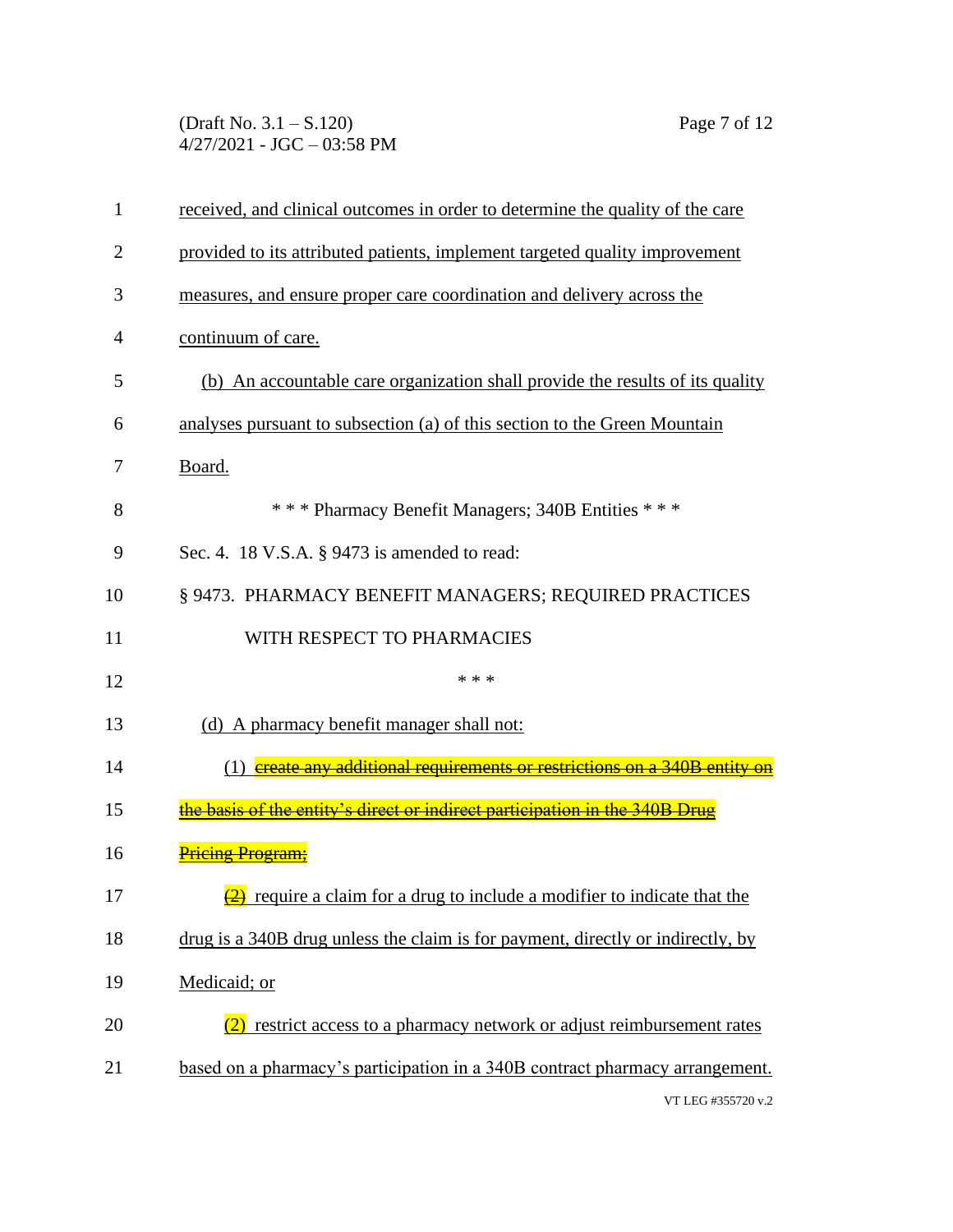received, and clinical outcomes in order to determine the quality of the care provided to its attributed patients, implement targeted quality improvement measures, and ensure proper care coordination and delivery across the continuum of care.

(b) An accountable care organization shall provide the results of its quality analyses pursuant to subsection (a) of this section to the Green Mountain Board.

\* \* \* Pharmacy Benefit Managers; 340B Entities \* \* \*

Sec. 4. 18 V.S.A. § 9473 is amended to read:

§ 9473. PHARMACY BENEFIT MANAGERS; REQUIRED PRACTICES WITH RESPECT TO PHARMACIES

\* \* \*

(d) A pharmacy benefit manager shall not:

(1) ~~create any additional requirements or restrictions on a 340B entity on the basis of the entity's direct or indirect participation in the 340B Drug Pricing Program;~~

~~(2)~~ require a claim for a drug to include a modifier to indicate that the drug is a 340B drug unless the claim is for payment, directly or indirectly, by Medicaid; or

(2) restrict access to a pharmacy network or adjust reimbursement rates based on a pharmacy's participation in a 340B contract pharmacy arrangement.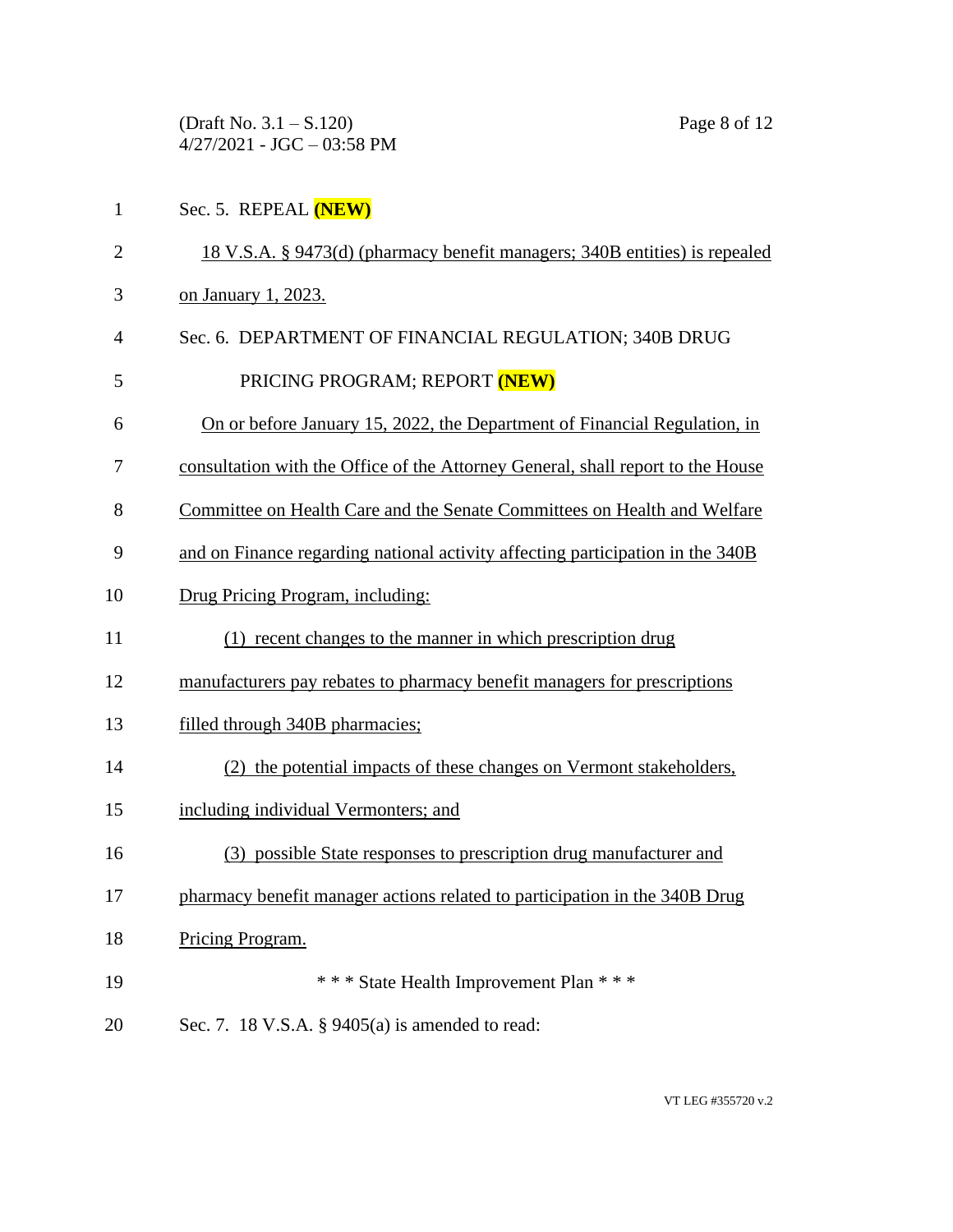Sec. 5. REPEAL **(NEW)**

<u>18 V.S.A. § 9473(d) (pharmacy benefit managers; 340B entities) is repealed on January 1, 2023.</u>

Sec. 6. DEPARTMENT OF FINANCIAL REGULATION; 340B DRUG PRICING PROGRAM; REPORT **(NEW)**

<u>On or before January 15, 2022, the Department of Financial Regulation, in consultation with the Office of the Attorney General, shall report to the House Committee on Health Care and the Senate Committees on Health and Welfare and on Finance regarding national activity affecting participation in the 340B Drug Pricing Program, including:</u>

<u>(1) recent changes to the manner in which prescription drug manufacturers pay rebates to pharmacy benefit managers for prescriptions filled through 340B pharmacies;</u>

<u>(2) the potential impacts of these changes on Vermont stakeholders, including individual Vermonters; and</u>

<u>(3) possible State responses to prescription drug manufacturer and pharmacy benefit manager actions related to participation in the 340B Drug Pricing Program.</u>

\* \* \* State Health Improvement Plan \* \* \*

Sec. 7. 18 V.S.A. § 9405(a) is amended to read: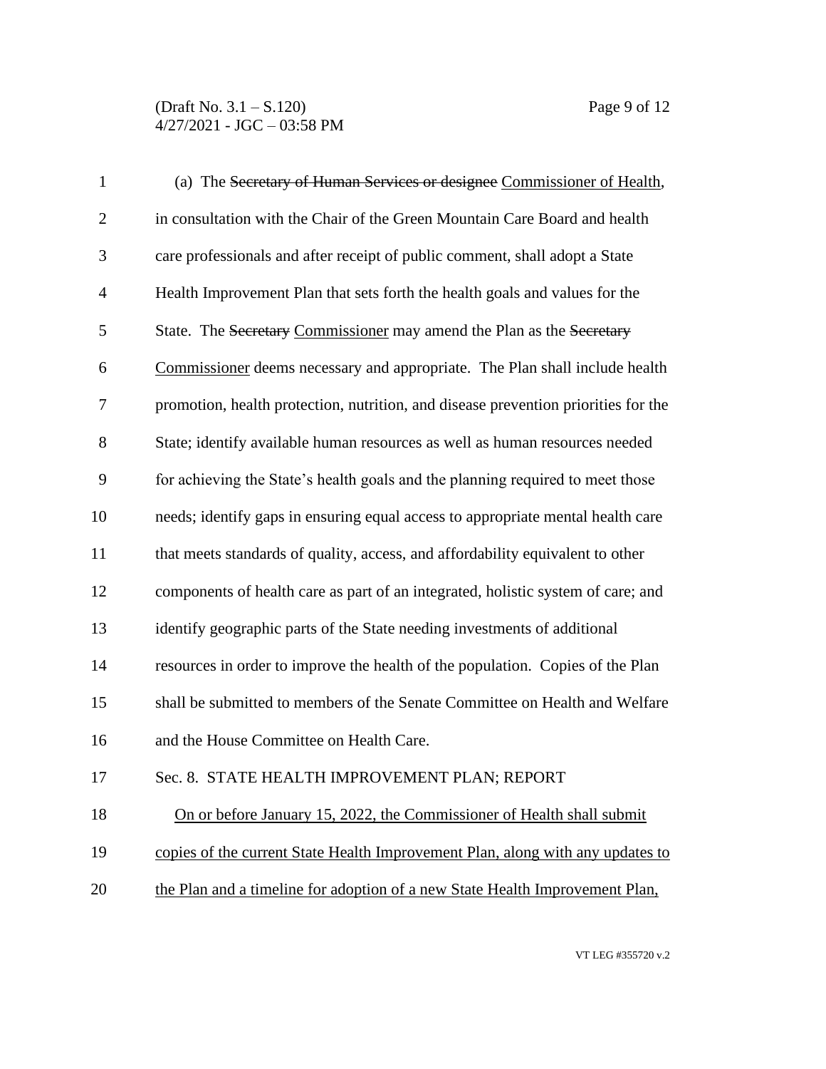(a) The ~~Secretary of Human Services or designee~~ Commissioner of Health, in consultation with the Chair of the Green Mountain Care Board and health care professionals and after receipt of public comment, shall adopt a State Health Improvement Plan that sets forth the health goals and values for the State. The ~~Secretary~~ Commissioner may amend the Plan as the ~~Secretary~~ Commissioner deems necessary and appropriate. The Plan shall include health promotion, health protection, nutrition, and disease prevention priorities for the State; identify available human resources as well as human resources needed for achieving the State's health goals and the planning required to meet those needs; identify gaps in ensuring equal access to appropriate mental health care that meets standards of quality, access, and affordability equivalent to other components of health care as part of an integrated, holistic system of care; and identify geographic parts of the State needing investments of additional resources in order to improve the health of the population. Copies of the Plan shall be submitted to members of the Senate Committee on Health and Welfare and the House Committee on Health Care.

Sec. 8. STATE HEALTH IMPROVEMENT PLAN; REPORT

On or before January 15, 2022, the Commissioner of Health shall submit copies of the current State Health Improvement Plan, along with any updates to the Plan and a timeline for adoption of a new State Health Improvement Plan,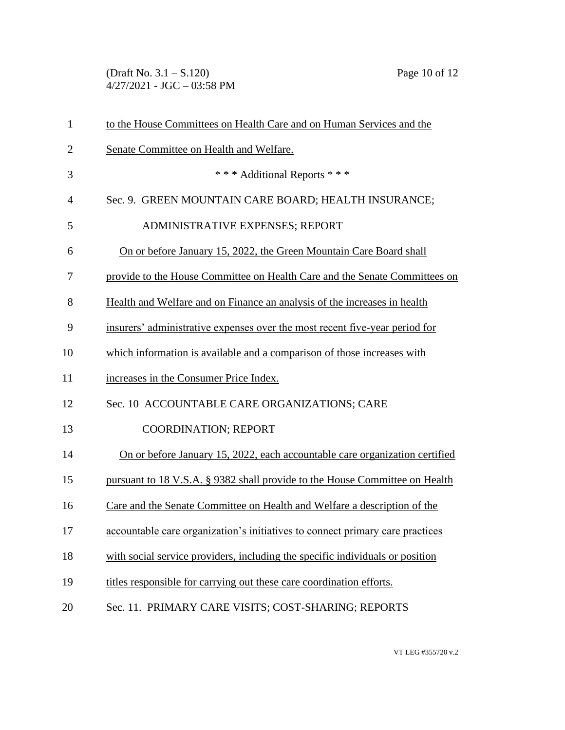to the House Committees on Health Care and on Human Services and the Senate Committee on Health and Welfare.

\* \* \* Additional Reports \* \* \*

Sec. 9. GREEN MOUNTAIN CARE BOARD; HEALTH INSURANCE; ADMINISTRATIVE EXPENSES; REPORT

On or before January 15, 2022, the Green Mountain Care Board shall provide to the House Committee on Health Care and the Senate Committees on Health and Welfare and on Finance an analysis of the increases in health insurers' administrative expenses over the most recent five-year period for which information is available and a comparison of those increases with increases in the Consumer Price Index.

Sec. 10 ACCOUNTABLE CARE ORGANIZATIONS; CARE COORDINATION; REPORT

On or before January 15, 2022, each accountable care organization certified pursuant to 18 V.S.A. § 9382 shall provide to the House Committee on Health Care and the Senate Committee on Health and Welfare a description of the accountable care organization's initiatives to connect primary care practices with social service providers, including the specific individuals or position titles responsible for carrying out these care coordination efforts.

Sec. 11. PRIMARY CARE VISITS; COST-SHARING; REPORTS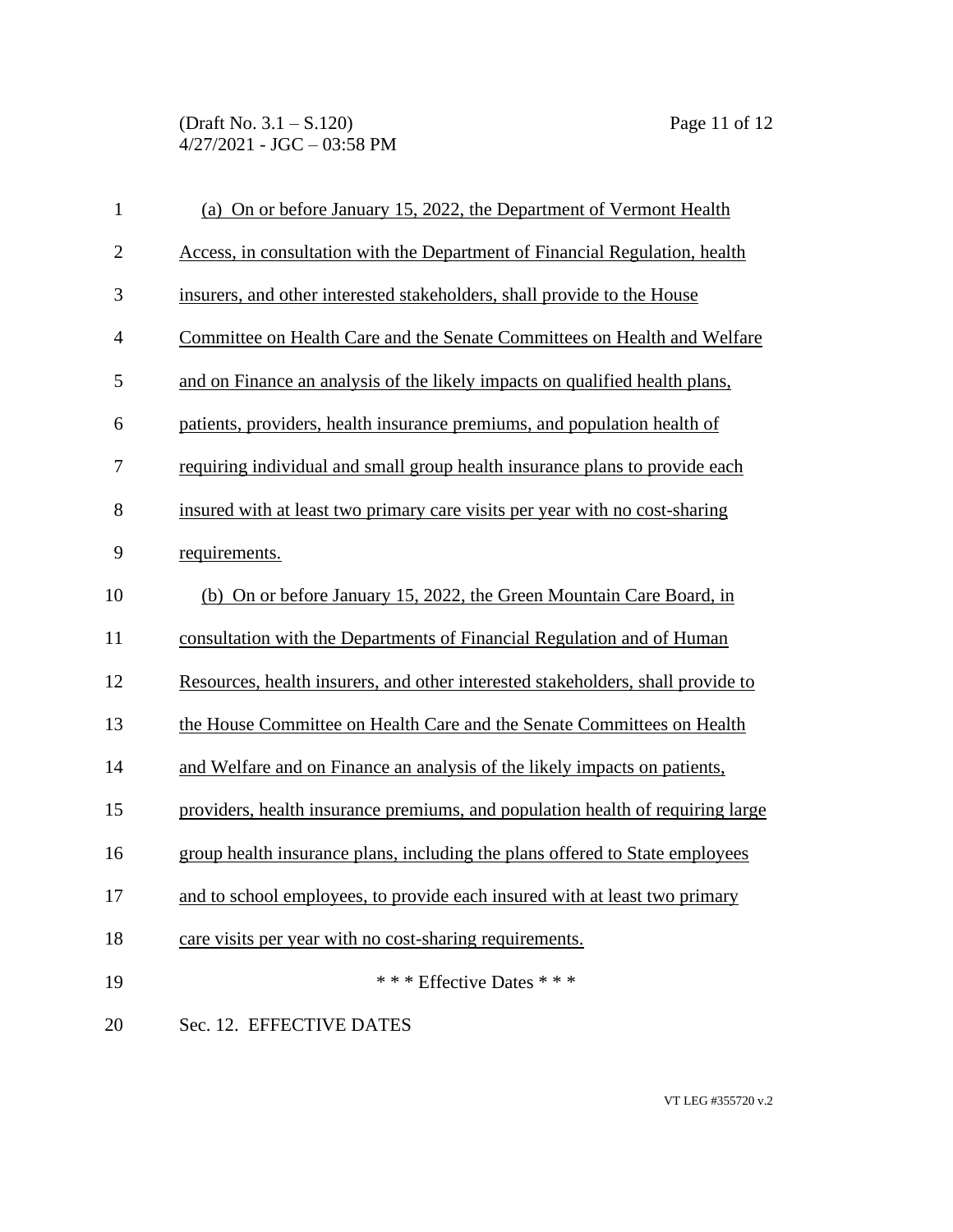(a) On or before January 15, 2022, the Department of Vermont Health Access, in consultation with the Department of Financial Regulation, health insurers, and other interested stakeholders, shall provide to the House Committee on Health Care and the Senate Committees on Health and Welfare and on Finance an analysis of the likely impacts on qualified health plans, patients, providers, health insurance premiums, and population health of requiring individual and small group health insurance plans to provide each insured with at least two primary care visits per year with no cost-sharing requirements.

(b) On or before January 15, 2022, the Green Mountain Care Board, in consultation with the Departments of Financial Regulation and of Human Resources, health insurers, and other interested stakeholders, shall provide to the House Committee on Health Care and the Senate Committees on Health and Welfare and on Finance an analysis of the likely impacts on patients, providers, health insurance premiums, and population health of requiring large group health insurance plans, including the plans offered to State employees and to school employees, to provide each insured with at least two primary care visits per year with no cost-sharing requirements.

*** Effective Dates ***

Sec. 12. EFFECTIVE DATES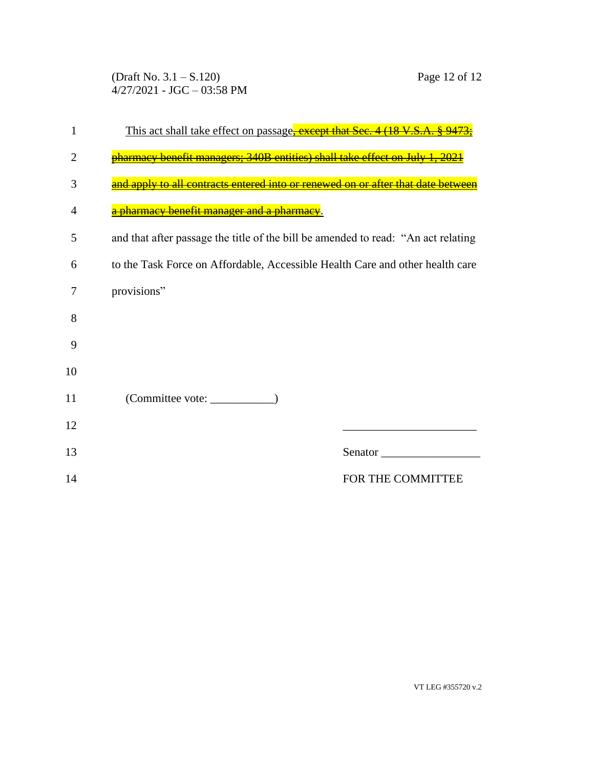This act shall take effect on passage~~, except that Sec. 4 (18 V.S.A. § 9473; pharmacy benefit managers; 340B entities) shall take effect on July 1, 2021 and apply to all contracts entered into or renewed on or after that date between a pharmacy benefit manager and a pharmacy~~.

and that after passage the title of the bill be amended to read: "An act relating to the Task Force on Affordable, Accessible Health Care and other health care provisions"

(Committee vote: ___________)

_______________________

Senator _________________

FOR THE COMMITTEE